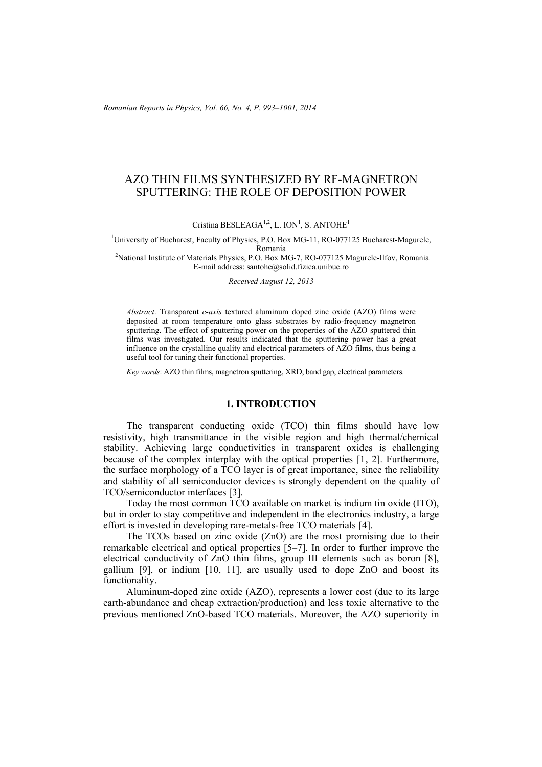// Journal header omitted as running metadata.

# AZO THIN FILMS SYNTHESIZED BY RF-MAGNETRON SPUTTERING: THE ROLE OF DEPOSITION POWER

Cristina BESLEAGA[1,2], L. ION[1], S. ANTOHE[1]

[1]University of Bucharest, Faculty of Physics, P.O. Box MG-11, RO-077125 Bucharest-Magurele, Romania

[2]National Institute of Materials Physics, P.O. Box MG-7, RO-077125 Magurele-Ilfov, Romania

E-mail address: santohe@solid.fizica.unibuc.ro

*Received August 12, 2013*

*Abstract*. Transparent *c-axis* textured aluminum doped zinc oxide (AZO) films were deposited at room temperature onto glass substrates by radio-frequency magnetron sputtering. The effect of sputtering power on the properties of the AZO sputtered thin films was investigated. Our results indicated that the sputtering power has a great influence on the crystalline quality and electrical parameters of AZO films, thus being a useful tool for tuning their functional properties.

*Key words*: AZO thin films, magnetron sputtering, XRD, band gap, electrical parameters.

## 1. INTRODUCTION

The transparent conducting oxide (TCO) thin films should have low resistivity, high transmittance in the visible region and high thermal/chemical stability. Achieving large conductivities in transparent oxides is challenging because of the complex interplay with the optical properties [1, 2]. Furthermore, the surface morphology of a TCO layer is of great importance, since the reliability and stability of all semiconductor devices is strongly dependent on the quality of TCO/semiconductor interfaces [3].

Today the most common TCO available on market is indium tin oxide (ITO), but in order to stay competitive and independent in the electronics industry, a large effort is invested in developing rare-metals-free TCO materials [4].

The TCOs based on zinc oxide (ZnO) are the most promising due to their remarkable electrical and optical properties [5–7]. In order to further improve the electrical conductivity of ZnO thin films, group III elements such as boron [8], gallium [9], or indium [10, 11], are usually used to dope ZnO and boost its functionality.

Aluminum-doped zinc oxide (AZO), represents a lower cost (due to its large earth-abundance and cheap extraction/production) and less toxic alternative to the previous mentioned ZnO-based TCO materials. Moreover, the AZO superiority in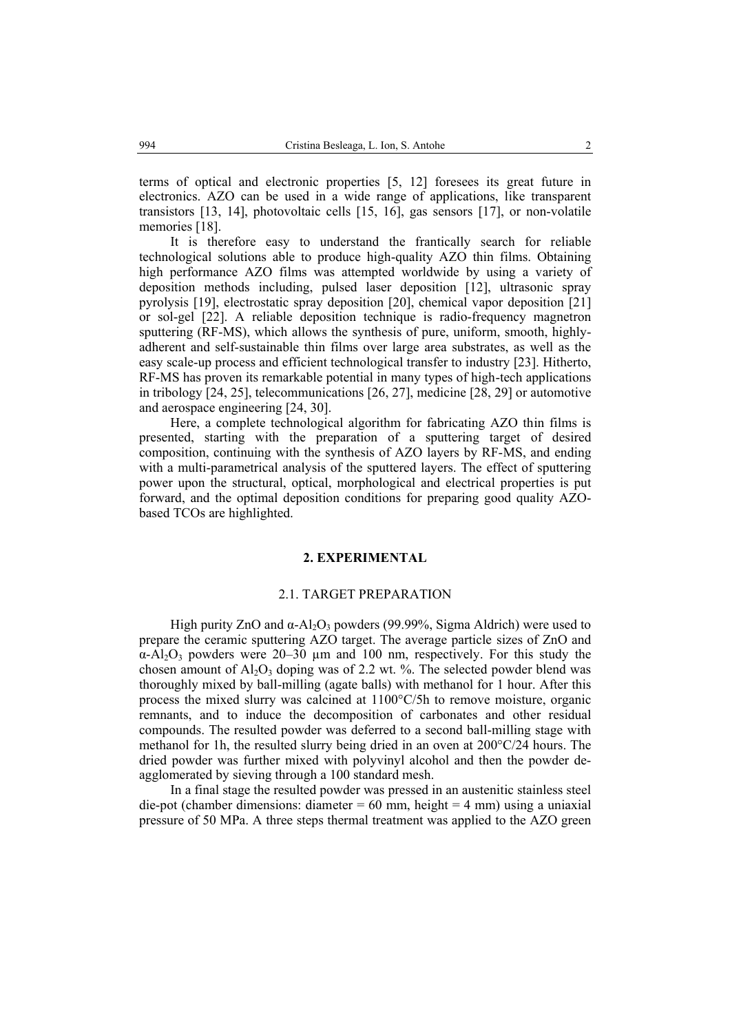terms of optical and electronic properties [5, 12] foresees its great future in electronics. AZO can be used in a wide range of applications, like transparent transistors [13, 14], photovoltaic cells [15, 16], gas sensors [17], or non-volatile memories [18].

It is therefore easy to understand the frantically search for reliable technological solutions able to produce high-quality AZO thin films. Obtaining high performance AZO films was attempted worldwide by using a variety of deposition methods including, pulsed laser deposition [12], ultrasonic spray pyrolysis [19], electrostatic spray deposition [20], chemical vapor deposition [21] or sol-gel [22]. A reliable deposition technique is radio-frequency magnetron sputtering (RF-MS), which allows the synthesis of pure, uniform, smooth, highly-adherent and self-sustainable thin films over large area substrates, as well as the easy scale-up process and efficient technological transfer to industry [23]. Hitherto, RF-MS has proven its remarkable potential in many types of high-tech applications in tribology [24, 25], telecommunications [26, 27], medicine [28, 29] or automotive and aerospace engineering [24, 30].

Here, a complete technological algorithm for fabricating AZO thin films is presented, starting with the preparation of a sputtering target of desired composition, continuing with the synthesis of AZO layers by RF-MS, and ending with a multi-parametrical analysis of the sputtered layers. The effect of sputtering power upon the structural, optical, morphological and electrical properties is put forward, and the optimal deposition conditions for preparing good quality AZO-based TCOs are highlighted.

## 2. EXPERIMENTAL

### 2.1. TARGET PREPARATION

High purity ZnO and $\alpha$-$Al_2O_3$ powders (99.99%, Sigma Aldrich) were used to prepare the ceramic sputtering AZO target. The average particle sizes of ZnO and $\alpha$-$Al_2O_3$ powders were 20–30 μm and 100 nm, respectively. For this study the chosen amount of $Al_2O_3$ doping was of 2.2 wt. %. The selected powder blend was thoroughly mixed by ball-milling (agate balls) with methanol for 1 hour. After this process the mixed slurry was calcined at 1100°C/5h to remove moisture, organic remnants, and to induce the decomposition of carbonates and other residual compounds. The resulted powder was deferred to a second ball-milling stage with methanol for 1h, the resulted slurry being dried in an oven at 200°C/24 hours. The dried powder was further mixed with polyvinyl alcohol and then the powder de-agglomerated by sieving through a 100 standard mesh.

In a final stage the resulted powder was pressed in an austenitic stainless steel die-pot (chamber dimensions: diameter = 60 mm, height = 4 mm) using a uniaxial pressure of 50 MPa. A three steps thermal treatment was applied to the AZO green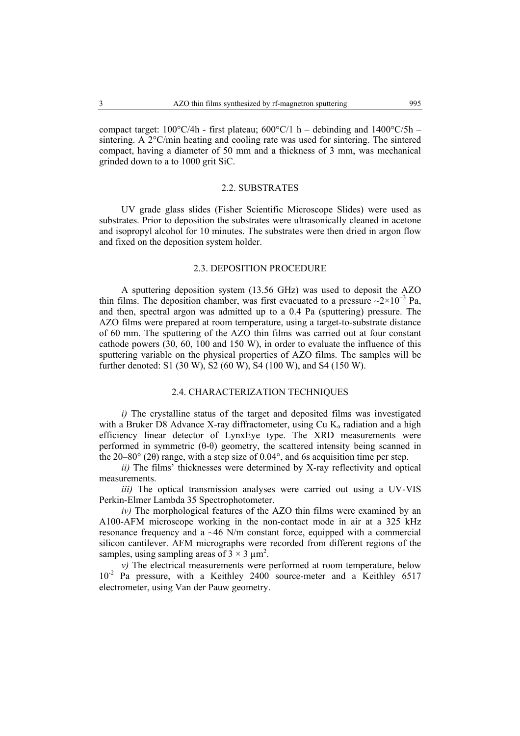compact target: 100°C/4h - first plateau; 600°C/1 h – debinding and 1400°C/5h – sintering. A 2°C/min heating and cooling rate was used for sintering. The sintered compact, having a diameter of 50 mm and a thickness of 3 mm, was mechanical grinded down to a to 1000 grit SiC.

## 2.2. SUBSTRATES

UV grade glass slides (Fisher Scientific Microscope Slides) were used as substrates. Prior to deposition the substrates were ultrasonically cleaned in acetone and isopropyl alcohol for 10 minutes. The substrates were then dried in argon flow and fixed on the deposition system holder.

## 2.3. DEPOSITION PROCEDURE

A sputtering deposition system (13.56 GHz) was used to deposit the AZO thin films. The deposition chamber, was first evacuated to a pressure $\sim 2\times10^{-3}$ Pa, and then, spectral argon was admitted up to a 0.4 Pa (sputtering) pressure. The AZO films were prepared at room temperature, using a target-to-substrate distance of 60 mm. The sputtering of the AZO thin films was carried out at four constant cathode powers (30, 60, 100 and 150 W), in order to evaluate the influence of this sputtering variable on the physical properties of AZO films. The samples will be further denoted: S1 (30 W), S2 (60 W), S4 (100 W), and S4 (150 W).

## 2.4. CHARACTERIZATION TECHNIQUES

*i)* The crystalline status of the target and deposited films was investigated with a Bruker D8 Advance X-ray diffractometer, using Cu $K_\alpha$ radiation and a high efficiency linear detector of LynxEye type. The XRD measurements were performed in symmetric ($\theta$-$\theta$) geometry, the scattered intensity being scanned in the 20–80° ($2\theta$) range, with a step size of 0.04°, and 6s acquisition time per step.

*ii)* The films' thicknesses were determined by X-ray reflectivity and optical measurements.

*iii)* The optical transmission analyses were carried out using a UV-VIS Perkin-Elmer Lambda 35 Spectrophotometer.

*iv)* The morphological features of the AZO thin films were examined by an A100-AFM microscope working in the non-contact mode in air at a 325 kHz resonance frequency and a ~46 N/m constant force, equipped with a commercial silicon cantilever. AFM micrographs were recorded from different regions of the samples, using sampling areas of $3 \times 3$ $\mu m^2$.

*v)* The electrical measurements were performed at room temperature, below $10^{-2}$ Pa pressure, with a Keithley 2400 source-meter and a Keithley 6517 electrometer, using Van der Pauw geometry.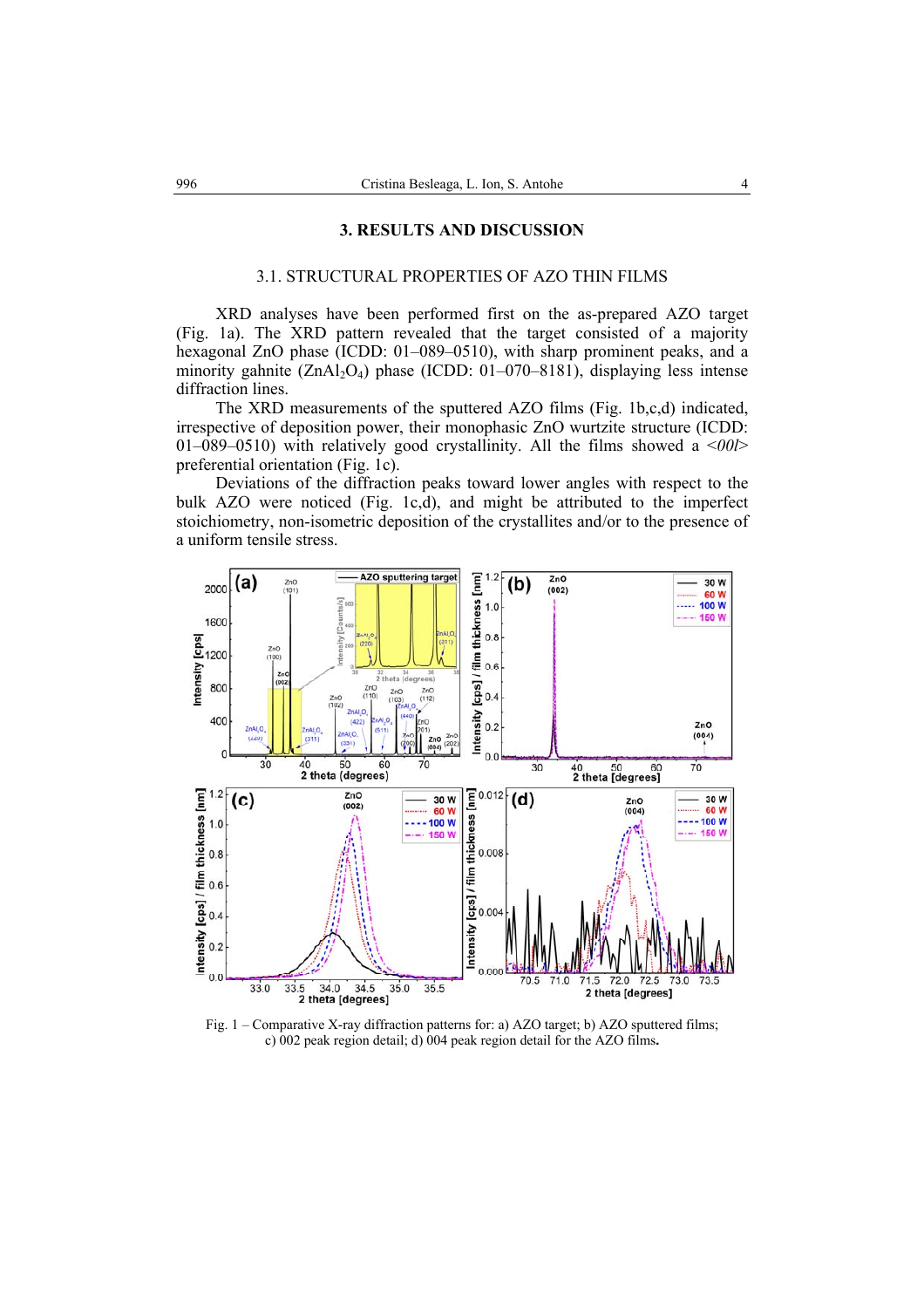## 3. RESULTS AND DISCUSSION

### 3.1. STRUCTURAL PROPERTIES OF AZO THIN FILMS

XRD analyses have been performed first on the as-prepared AZO target (Fig. 1a). The XRD pattern revealed that the target consisted of a majority hexagonal ZnO phase (ICDD: 01–089–0510), with sharp prominent peaks, and a minority gahnite ($ZnAl_2O_4$) phase (ICDD: 01–070–8181), displaying less intense diffraction lines.

The XRD measurements of the sputtered AZO films (Fig. 1b,c,d) indicated, irrespective of deposition power, their monophasic ZnO wurtzite structure (ICDD: 01–089–0510) with relatively good crystallinity. All the films showed a *<00l>* preferential orientation (Fig. 1c).

Deviations of the diffraction peaks toward lower angles with respect to the bulk AZO were noticed (Fig. 1c,d), and might be attributed to the imperfect stoichiometry, non-isometric deposition of the crystallites and/or to the presence of a uniform tensile stress.

Fig. 1 – Comparative X-ray diffraction patterns for: a) AZO target; b) AZO sputtered films; c) 002 peak region detail; d) 004 peak region detail for the AZO films.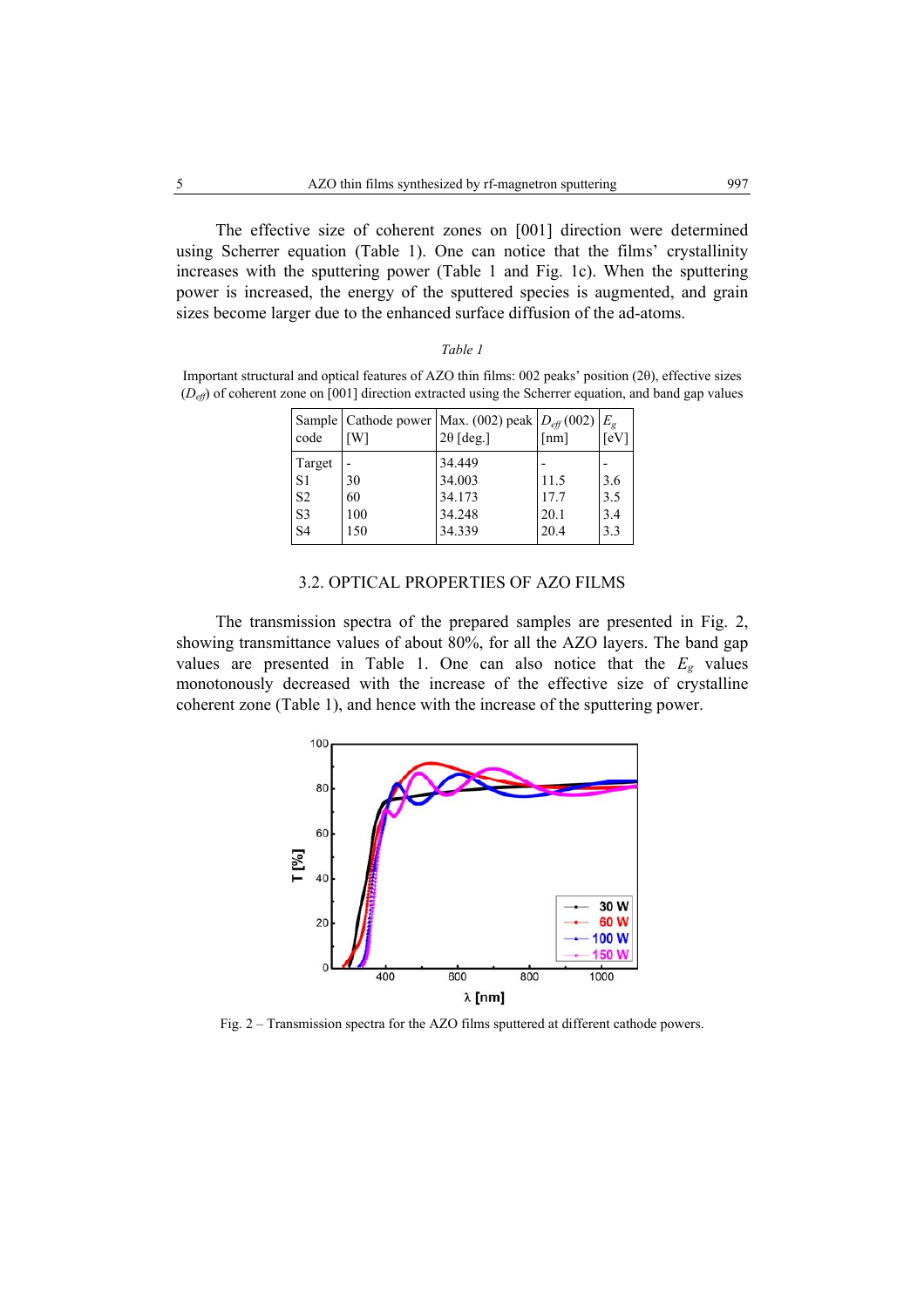The effective size of coherent zones on [001] direction were determined using Scherrer equation (Table 1). One can notice that the films' crystallinity increases with the sputtering power (Table 1 and Fig. 1c). When the sputtering power is increased, the energy of the sputtered species is augmented, and grain sizes become larger due to the enhanced surface diffusion of the ad-atoms.

*Table 1*

Important structural and optical features of AZO thin films: 002 peaks' position (2θ), effective sizes ($D_{eff}$) of coherent zone on [001] direction extracted using the Scherrer equation, and band gap values

| Sample code | Cathode power [W] | Max. (002) peak 2θ [deg.] | $D_{eff}$ (002) [nm] | $E_g$ [eV] |
|---|---|---|---|---|
| Target | - | 34.449 | - | - |
| S1 | 30 | 34.003 | 11.5 | 3.6 |
| S2 | 60 | 34.173 | 17.7 | 3.5 |
| S3 | 100 | 34.248 | 20.1 | 3.4 |
| S4 | 150 | 34.339 | 20.4 | 3.3 |

### 3.2. OPTICAL PROPERTIES OF AZO FILMS

The transmission spectra of the prepared samples are presented in Fig. 2, showing transmittance values of about 80%, for all the AZO layers. The band gap values are presented in Table 1. One can also notice that the $E_g$ values monotonously decreased with the increase of the effective size of crystalline coherent zone (Table 1), and hence with the increase of the sputtering power.

Fig. 2 – Transmission spectra for the AZO films sputtered at different cathode powers.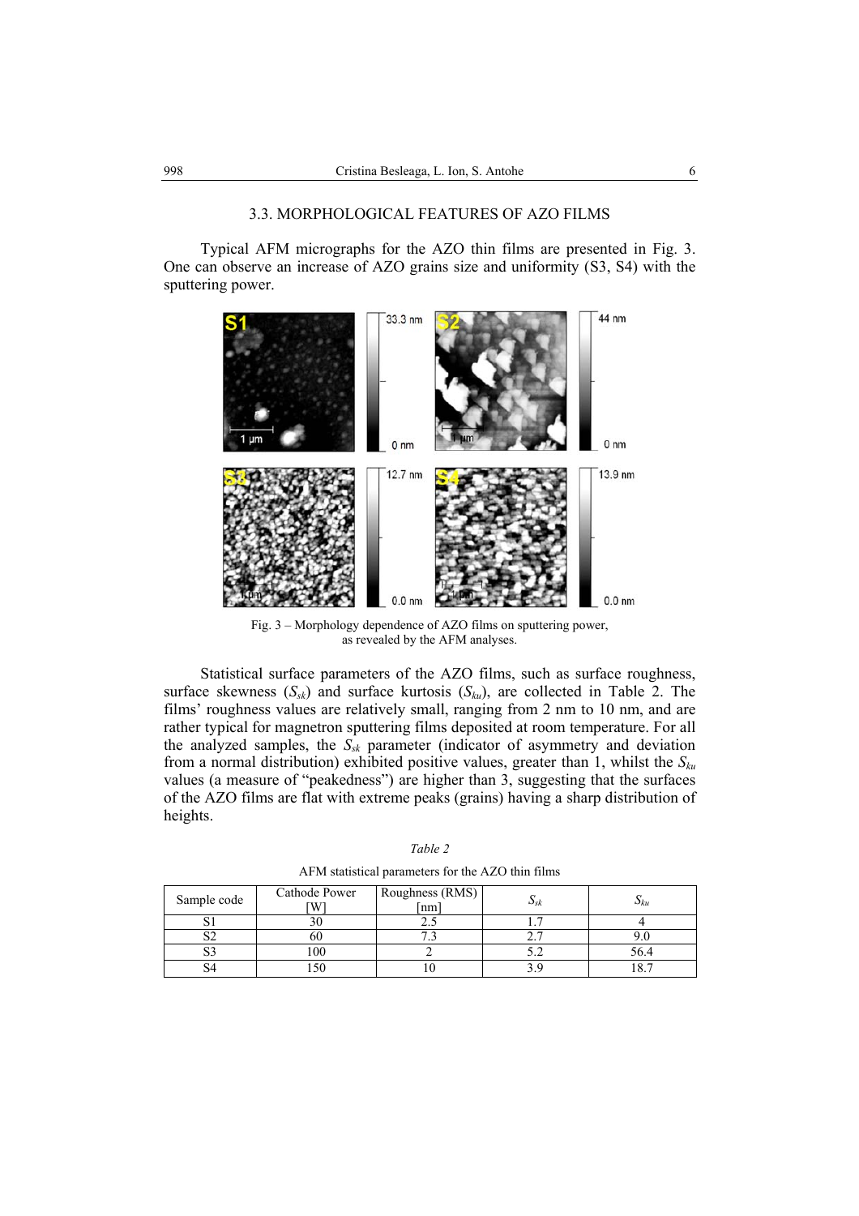### 3.3. MORPHOLOGICAL FEATURES OF AZO FILMS

Typical AFM micrographs for the AZO thin films are presented in Fig. 3. One can observe an increase of AZO grains size and uniformity (S3, S4) with the sputtering power.

Fig. 3 – Morphology dependence of AZO films on sputtering power, as revealed by the AFM analyses.

Statistical surface parameters of the AZO films, such as surface roughness, surface skewness ($S_{sk}$) and surface kurtosis ($S_{ku}$), are collected in Table 2. The films' roughness values are relatively small, ranging from 2 nm to 10 nm, and are rather typical for magnetron sputtering films deposited at room temperature. For all the analyzed samples, the $S_{sk}$ parameter (indicator of asymmetry and deviation from a normal distribution) exhibited positive values, greater than 1, whilst the $S_{ku}$ values (a measure of "peakedness") are higher than 3, suggesting that the surfaces of the AZO films are flat with extreme peaks (grains) having a sharp distribution of heights.

*Table 2*

AFM statistical parameters for the AZO thin films

| Sample code | Cathode Power [W] | Roughness (RMS) [nm] | $S_{sk}$ | $S_{ku}$ |
|---|---|---|---|---|
| S1 | 30 | 2.5 | 1.7 | 4 |
| S2 | 60 | 7.3 | 2.7 | 9.0 |
| S3 | 100 | 2 | 5.2 | 56.4 |
| S4 | 150 | 10 | 3.9 | 18.7 |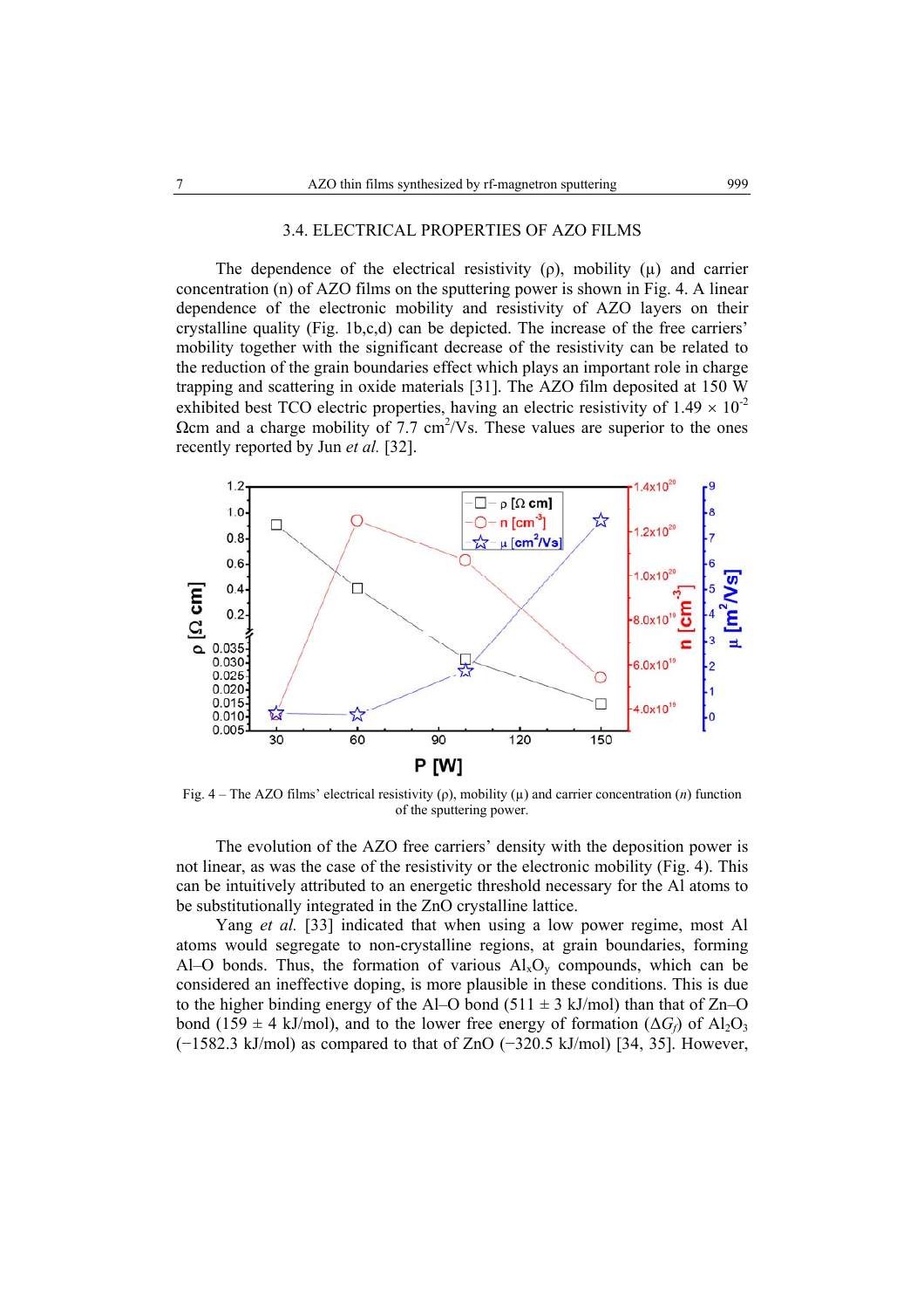### 3.4. ELECTRICAL PROPERTIES OF AZO FILMS

The dependence of the electrical resistivity (ρ), mobility (μ) and carrier concentration (n) of AZO films on the sputtering power is shown in Fig. 4. A linear dependence of the electronic mobility and resistivity of AZO layers on their crystalline quality (Fig. 1b,c,d) can be depicted. The increase of the free carriers' mobility together with the significant decrease of the resistivity can be related to the reduction of the grain boundaries effect which plays an important role in charge trapping and scattering in oxide materials [31]. The AZO film deposited at 150 W exhibited best TCO electric properties, having an electric resistivity of $1.49 \times 10^{-2}$ Ωcm and a charge mobility of 7.7 $cm^2$/Vs. These values are superior to the ones recently reported by Jun *et al.* [32].

Fig. 4 – The AZO films' electrical resistivity (ρ), mobility (μ) and carrier concentration (*n*) function of the sputtering power.

The evolution of the AZO free carriers' density with the deposition power is not linear, as was the case of the resistivity or the electronic mobility (Fig. 4). This can be intuitively attributed to an energetic threshold necessary for the Al atoms to be substitutionally integrated in the ZnO crystalline lattice.

Yang *et al.* [33] indicated that when using a low power regime, most Al atoms would segregate to non-crystalline regions, at grain boundaries, forming Al–O bonds. Thus, the formation of various $Al_xO_y$ compounds, which can be considered an ineffective doping, is more plausible in these conditions. This is due to the higher binding energy of the Al–O bond (511 ± 3 kJ/mol) than that of Zn–O bond (159 ± 4 kJ/mol), and to the lower free energy of formation ($\Delta G_f$) of $Al_2O_3$ (−1582.3 kJ/mol) as compared to that of ZnO (−320.5 kJ/mol) [34, 35]. However,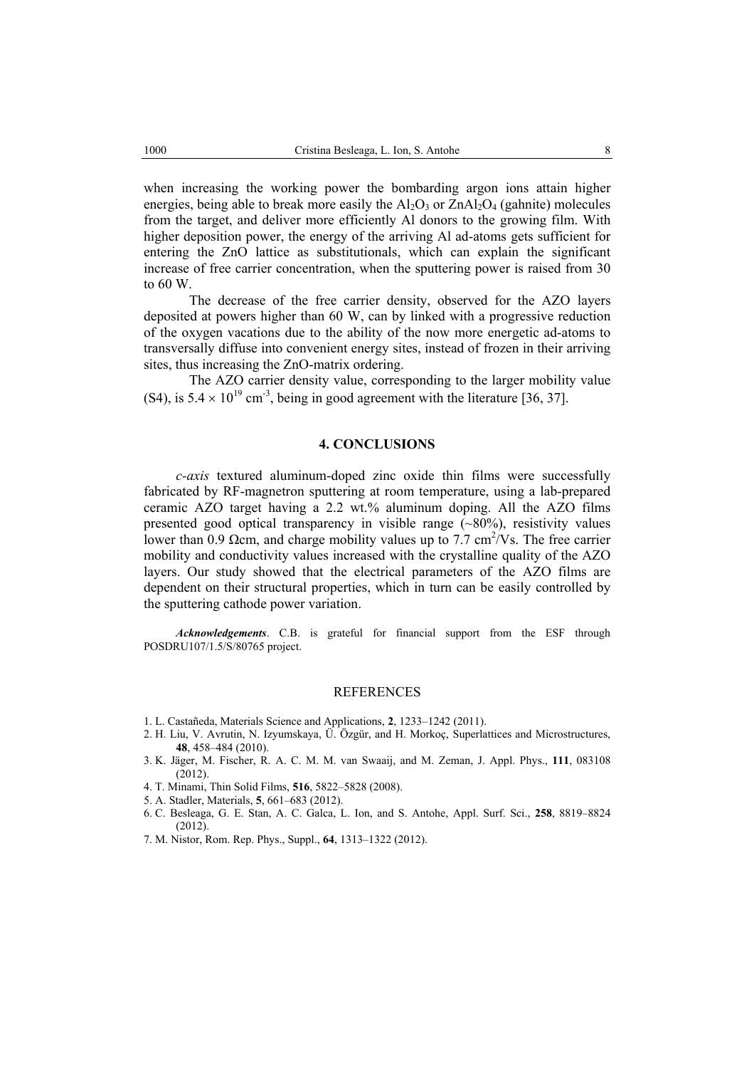when increasing the working power the bombarding argon ions attain higher energies, being able to break more easily the $Al_2O_3$ or $ZnAl_2O_4$ (gahnite) molecules from the target, and deliver more efficiently Al donors to the growing film. With higher deposition power, the energy of the arriving Al ad-atoms gets sufficient for entering the ZnO lattice as substitutionals, which can explain the significant increase of free carrier concentration, when the sputtering power is raised from 30 to 60 W.

The decrease of the free carrier density, observed for the AZO layers deposited at powers higher than 60 W, can by linked with a progressive reduction of the oxygen vacations due to the ability of the now more energetic ad-atoms to transversally diffuse into convenient energy sites, instead of frozen in their arriving sites, thus increasing the ZnO-matrix ordering.

The AZO carrier density value, corresponding to the larger mobility value (S4), is $5.4 \times 10^{19}$ cm$^{-3}$, being in good agreement with the literature [36, 37].

## 4. CONCLUSIONS

*c-axis* textured aluminum-doped zinc oxide thin films were successfully fabricated by RF-magnetron sputtering at room temperature, using a lab-prepared ceramic AZO target having a 2.2 wt.% aluminum doping. All the AZO films presented good optical transparency in visible range (~80%), resistivity values lower than 0.9 Ωcm, and charge mobility values up to 7.7 cm$^2$/Vs. The free carrier mobility and conductivity values increased with the crystalline quality of the AZO layers. Our study showed that the electrical parameters of the AZO films are dependent on their structural properties, which in turn can be easily controlled by the sputtering cathode power variation.

***Acknowledgements***. C.B. is grateful for financial support from the ESF through POSDRU107/1.5/S/80765 project.

## REFERENCES

1. L. Castañeda, Materials Science and Applications, **2**, 1233–1242 (2011).
2. H. Liu, V. Avrutin, N. Izyumskaya, Ü. Özgür, and H. Morkoç, Superlattices and Microstructures, **48**, 458–484 (2010).
3. K. Jäger, M. Fischer, R. A. C. M. M. van Swaaij, and M. Zeman, J. Appl. Phys., **111**, 083108 (2012).
4. T. Minami, Thin Solid Films, **516**, 5822–5828 (2008).
5. A. Stadler, Materials, **5**, 661–683 (2012).
6. C. Besleaga, G. E. Stan, A. C. Galca, L. Ion, and S. Antohe, Appl. Surf. Sci., **258**, 8819–8824 (2012).
7. M. Nistor, Rom. Rep. Phys., Suppl., **64**, 1313–1322 (2012).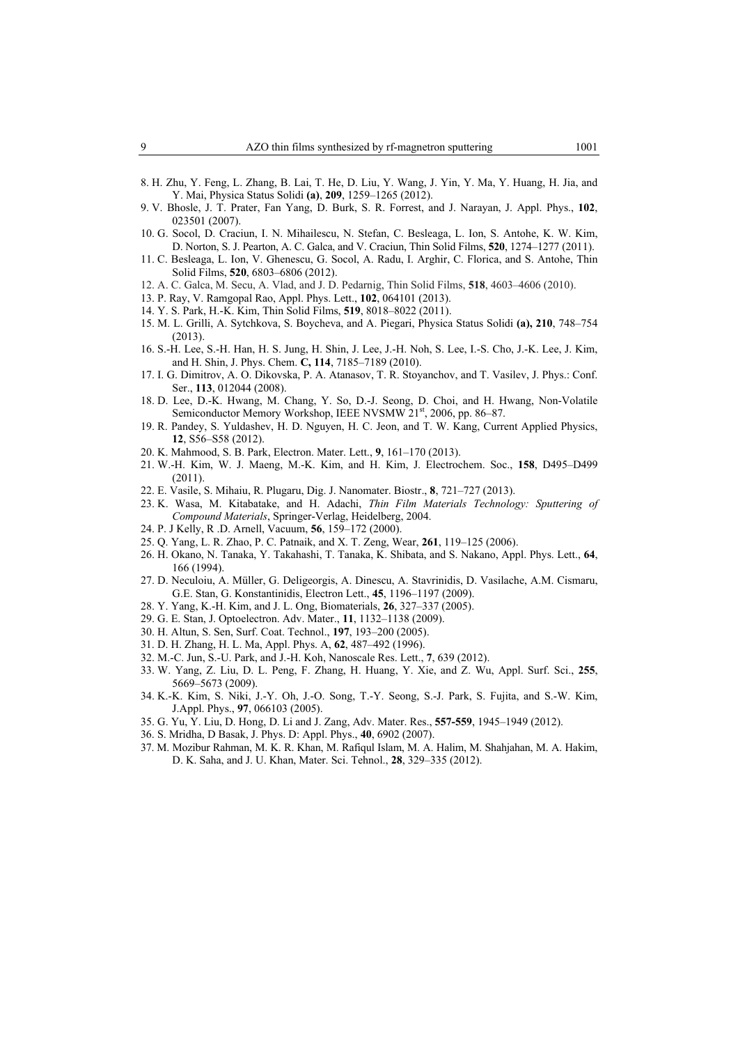8. H. Zhu, Y. Feng, L. Zhang, B. Lai, T. He, D. Liu, Y. Wang, J. Yin, Y. Ma, Y. Huang, H. Jia, and Y. Mai, Physica Status Solidi **(a)**, **209**, 1259–1265 (2012).
9. V. Bhosle, J. T. Prater, Fan Yang, D. Burk, S. R. Forrest, and J. Narayan, J. Appl. Phys., **102**, 023501 (2007).
10. G. Socol, D. Craciun, I. N. Mihailescu, N. Stefan, C. Besleaga, L. Ion, S. Antohe, K. W. Kim, D. Norton, S. J. Pearton, A. C. Galca, and V. Craciun, Thin Solid Films, **520**, 1274–1277 (2011).
11. C. Besleaga, L. Ion, V. Ghenescu, G. Socol, A. Radu, I. Arghir, C. Florica, and S. Antohe, Thin Solid Films, **520**, 6803–6806 (2012).
12. A. C. Galca, M. Secu, A. Vlad, and J. D. Pedarnig, Thin Solid Films, **518**, 4603–4606 (2010).
13. P. Ray, V. Ramgopal Rao, Appl. Phys. Lett., **102**, 064101 (2013).
14. Y. S. Park, H.-K. Kim, Thin Solid Films, **519**, 8018–8022 (2011).
15. M. L. Grilli, A. Sytchkova, S. Boycheva, and A. Piegari, Physica Status Solidi **(a), 210**, 748–754 (2013).
16. S.-H. Lee, S.-H. Han, H. S. Jung, H. Shin, J. Lee, J.-H. Noh, S. Lee, I.-S. Cho, J.-K. Lee, J. Kim, and H. Shin, J. Phys. Chem. **C, 114**, 7185–7189 (2010).
17. I. G. Dimitrov, A. O. Dikovska, P. A. Atanasov, T. R. Stoyanchov, and T. Vasilev, J. Phys.: Conf. Ser., **113**, 012044 (2008).
18. D. Lee, D.-K. Hwang, M. Chang, Y. So, D.-J. Seong, D. Choi, and H. Hwang, Non-Volatile Semiconductor Memory Workshop, IEEE NVSMW 21st, 2006, pp. 86–87.
19. R. Pandey, S. Yuldashev, H. D. Nguyen, H. C. Jeon, and T. W. Kang, Current Applied Physics, **12**, S56–S58 (2012).
20. K. Mahmood, S. B. Park, Electron. Mater. Lett., **9**, 161–170 (2013).
21. W.-H. Kim, W. J. Maeng, M.-K. Kim, and H. Kim, J. Electrochem. Soc., **158**, D495–D499 (2011).
22. E. Vasile, S. Mihaiu, R. Plugaru, Dig. J. Nanomater. Biostr., **8**, 721–727 (2013).
23. K. Wasa, M. Kitabatake, and H. Adachi, *Thin Film Materials Technology: Sputtering of Compound Materials*, Springer-Verlag, Heidelberg, 2004.
24. P. J Kelly, R .D. Arnell, Vacuum, **56**, 159–172 (2000).
25. Q. Yang, L. R. Zhao, P. C. Patnaik, and X. T. Zeng, Wear, **261**, 119–125 (2006).
26. H. Okano, N. Tanaka, Y. Takahashi, T. Tanaka, K. Shibata, and S. Nakano, Appl. Phys. Lett., **64**, 166 (1994).
27. D. Neculoiu, A. Müller, G. Deligeorgis, A. Dinescu, A. Stavrinidis, D. Vasilache, A.M. Cismaru, G.E. Stan, G. Konstantinidis, Electron Lett., **45**, 1196–1197 (2009).
28. Y. Yang, K.-H. Kim, and J. L. Ong, Biomaterials, **26**, 327–337 (2005).
29. G. E. Stan, J. Optoelectron. Adv. Mater., **11**, 1132–1138 (2009).
30. H. Altun, S. Sen, Surf. Coat. Technol., **197**, 193–200 (2005).
31. D. H. Zhang, H. L. Ma, Appl. Phys. A, **62**, 487–492 (1996).
32. M.-C. Jun, S.-U. Park, and J.-H. Koh, Nanoscale Res. Lett., **7**, 639 (2012).
33. W. Yang, Z. Liu, D. L. Peng, F. Zhang, H. Huang, Y. Xie, and Z. Wu, Appl. Surf. Sci., **255**, 5669–5673 (2009).
34. K.-K. Kim, S. Niki, J.-Y. Oh, J.-O. Song, T.-Y. Seong, S.-J. Park, S. Fujita, and S.-W. Kim, J.Appl. Phys., **97**, 066103 (2005).
35. G. Yu, Y. Liu, D. Hong, D. Li and J. Zang, Adv. Mater. Res., **557-559**, 1945–1949 (2012).
36. S. Mridha, D Basak, J. Phys. D: Appl. Phys., **40**, 6902 (2007).
37. M. Mozibur Rahman, M. K. R. Khan, M. Rafiqul Islam, M. A. Halim, M. Shahjahan, M. A. Hakim, D. K. Saha, and J. U. Khan, Mater. Sci. Tehnol., **28**, 329–335 (2012).